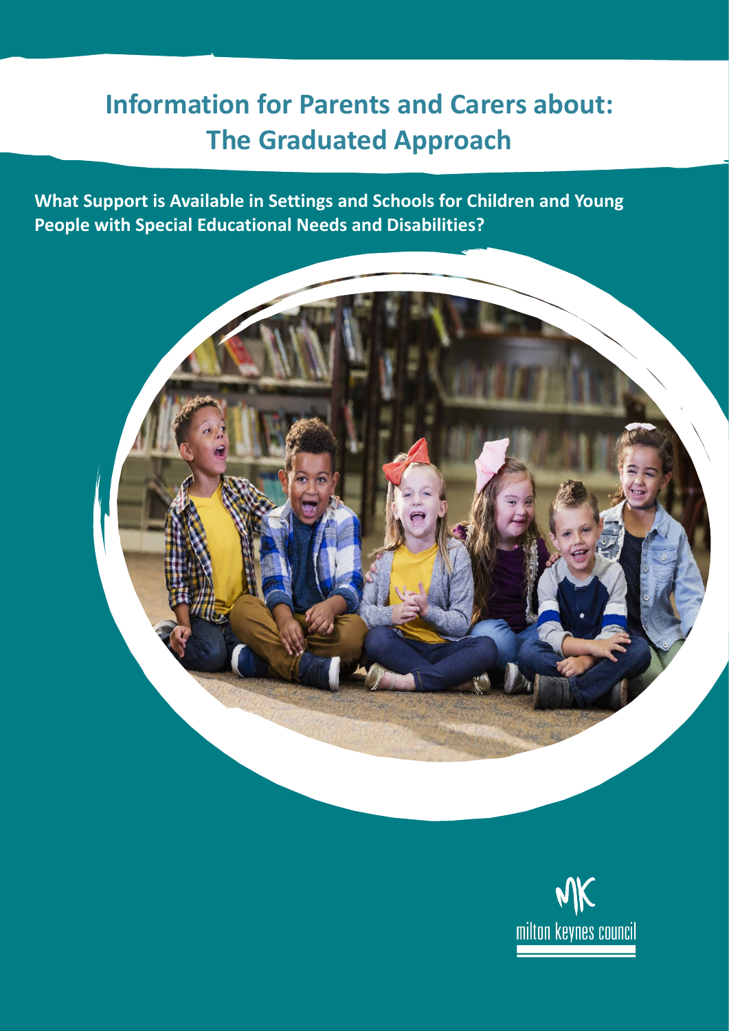# Information for Parents and Carers about: The Graduated Approach

**What Support is Available in Settings and Schools for Children and Young People with Special Educational Needs and Disabilities?**

milton keynes council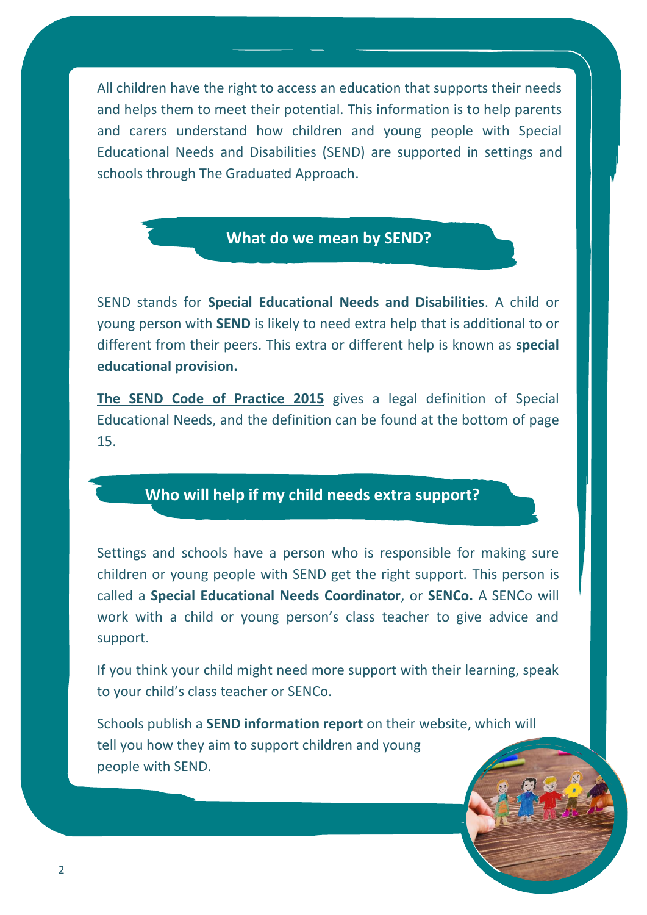All children have the right to access an education that supports their needs and helps them to meet their potential. This information is to help parents and carers understand how children and young people with Special Educational Needs and Disabilities (SEND) are supported in settings and schools through The Graduated Approach.

## What do we mean by SEND?

SEND stands for **Special Educational Needs and Disabilities**. A child or young person with **SEND** is likely to need extra help that is additional to or different from their peers. This extra or different help is known as **special educational provision.**

**The SEND Code of Practice 2015** gives a legal definition of Special Educational Needs, and the definition can be found at the bottom of page 15.

## Who will help if my child needs extra support?

Settings and schools have a person who is responsible for making sure children or young people with SEND get the right support. This person is called a **Special Educational Needs Coordinator**, or **SENCo.** A SENCo will work with a child or young person's class teacher to give advice and support.

If you think your child might need more support with their learning, speak to your child's class teacher or SENCo.

Schools publish a **SEND information report** on their website, which will tell you how they aim to support children and young people with SEND.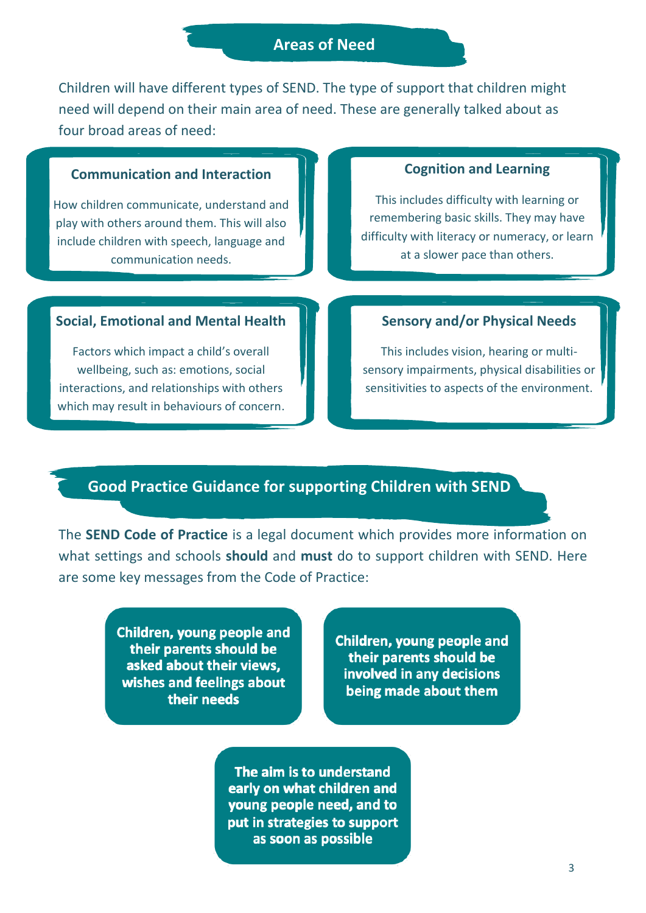## Areas of Need

Children will have different types of SEND. The type of support that children might need will depend on their main area of need. These are generally talked about as four broad areas of need:

### Communication and Interaction

How children communicate, understand and play with others around them. This will also include children with speech, language and communication needs.

### Cognition and Learning

This includes difficulty with learning or remembering basic skills. They may have difficulty with literacy or numeracy, or learn at a slower pace than others.

### Social, Emotional and Mental Health

Factors which impact a child's overall wellbeing, such as: emotions, social interactions, and relationships with others which may result in behaviours of concern.

### Sensory and/or Physical Needs

This includes vision, hearing or multi-sensory impairments, physical disabilities or sensitivities to aspects of the environment.

## Good Practice Guidance for supporting Children with SEND

The **SEND Code of Practice** is a legal document which provides more information on what settings and schools **should** and **must** do to support children with SEND. Here are some key messages from the Code of Practice:

**Children, young people and their parents should be asked about their views, wishes and feelings about their needs**

**Children, young people and their parents should be involved in any decisions being made about them**

**The aim is to understand early on what children and young people need, and to put in strategies to support as soon as possible**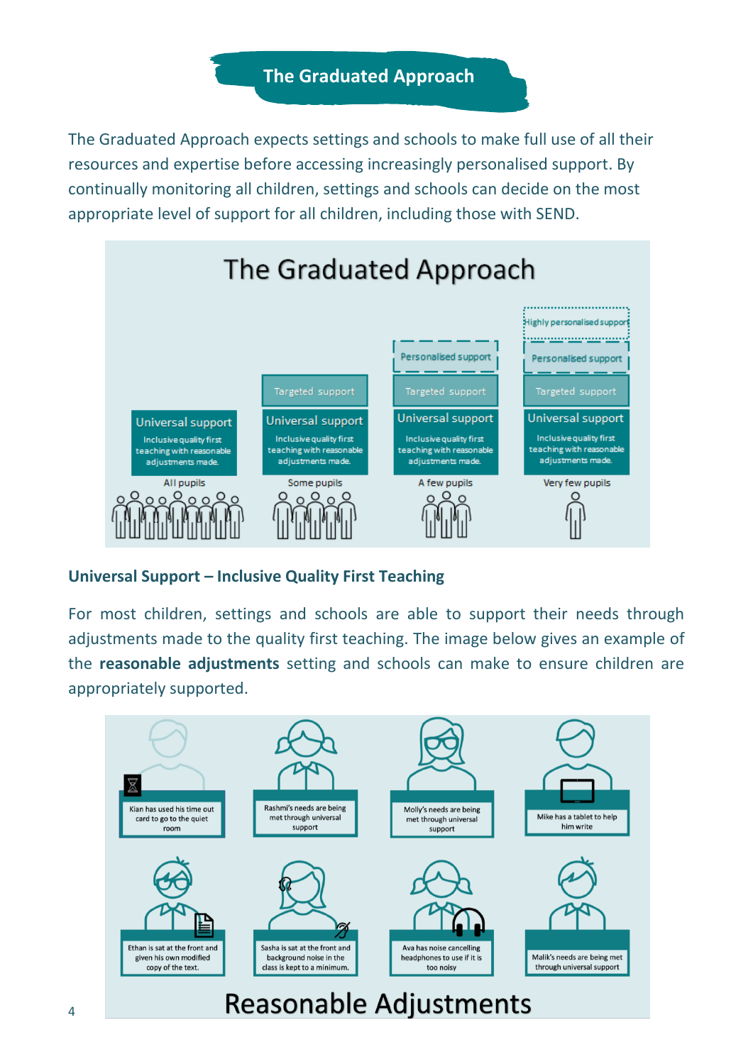## The Graduated Approach

The Graduated Approach expects settings and schools to make full use of all their resources and expertise before accessing increasingly personalised support. By continually monitoring all children, settings and schools can decide on the most appropriate level of support for all children, including those with SEND.

### The Graduated Approach

| All pupils | Some pupils | A few pupils | Very few pupils |
|---|---|---|---|
| | | | Highly personalised support |
| | | Personalised support | Personalised support |
| | Targeted support | Targeted support | Targeted support |
| Universal support – Inclusive quality first teaching with reasonable adjustments made. | Universal support – Inclusive quality first teaching with reasonable adjustments made. | Universal support – Inclusive quality first teaching with reasonable adjustments made. | Universal support – Inclusive quality first teaching with reasonable adjustments made. |

### Universal Support – Inclusive Quality First Teaching

For most children, settings and schools are able to support their needs through adjustments made to the quality first teaching. The image below gives an example of the **reasonable adjustments** setting and schools can make to ensure children are appropriately supported.

### Reasonable Adjustments

- Kian has used his time out card to go to the quiet room
- Rashmi's needs are being met through universal support
- Molly's needs are being met through universal support
- Mike has a tablet to help him write
- Ethan is sat at the front and given his own modified copy of the text.
- Sasha is sat at the front and background noise in the class is kept to a minimum.
- Ava has noise cancelling headphones to use if it is too noisy
- Malik's needs are being met through universal support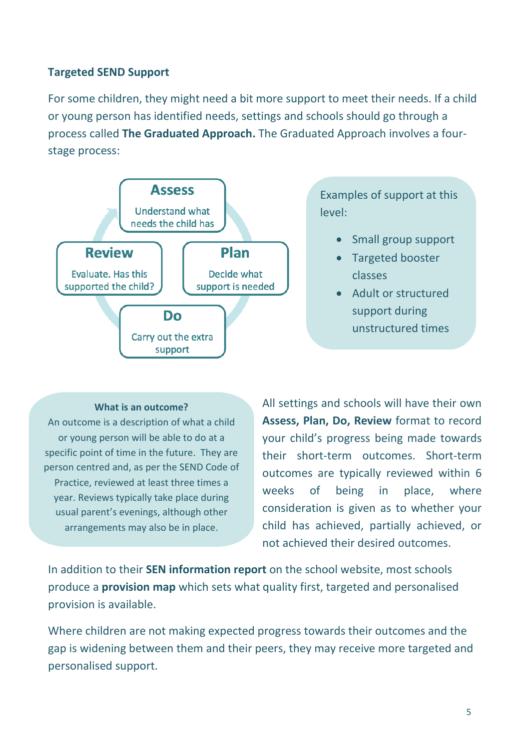### Targeted SEND Support

For some children, they might need a bit more support to meet their needs. If a child or young person has identified needs, settings and schools should go through a process called **The Graduated Approach.** The Graduated Approach involves a four-stage process:

**Assess**
Understand what needs the child has

**Plan**
Decide what support is needed

**Do**
Carry out the extra support

**Review**
Evaluate. Has this supported the child?

Examples of support at this level:

- Small group support
- Targeted booster classes
- Adult or structured support during unstructured times

**What is an outcome?**

An outcome is a description of what a child or young person will be able to do at a specific point of time in the future. They are person centred and, as per the SEND Code of Practice, reviewed at least three times a year. Reviews typically take place during usual parent's evenings, although other arrangements may also be in place.

All settings and schools will have their own **Assess, Plan, Do, Review** format to record your child's progress being made towards their short-term outcomes. Short-term outcomes are typically reviewed within 6 weeks of being in place, where consideration is given as to whether your child has achieved, partially achieved, or not achieved their desired outcomes.

In addition to their **SEN information report** on the school website, most schools produce a **provision map** which sets what quality first, targeted and personalised provision is available.

Where children are not making expected progress towards their outcomes and the gap is widening between them and their peers, they may receive more targeted and personalised support.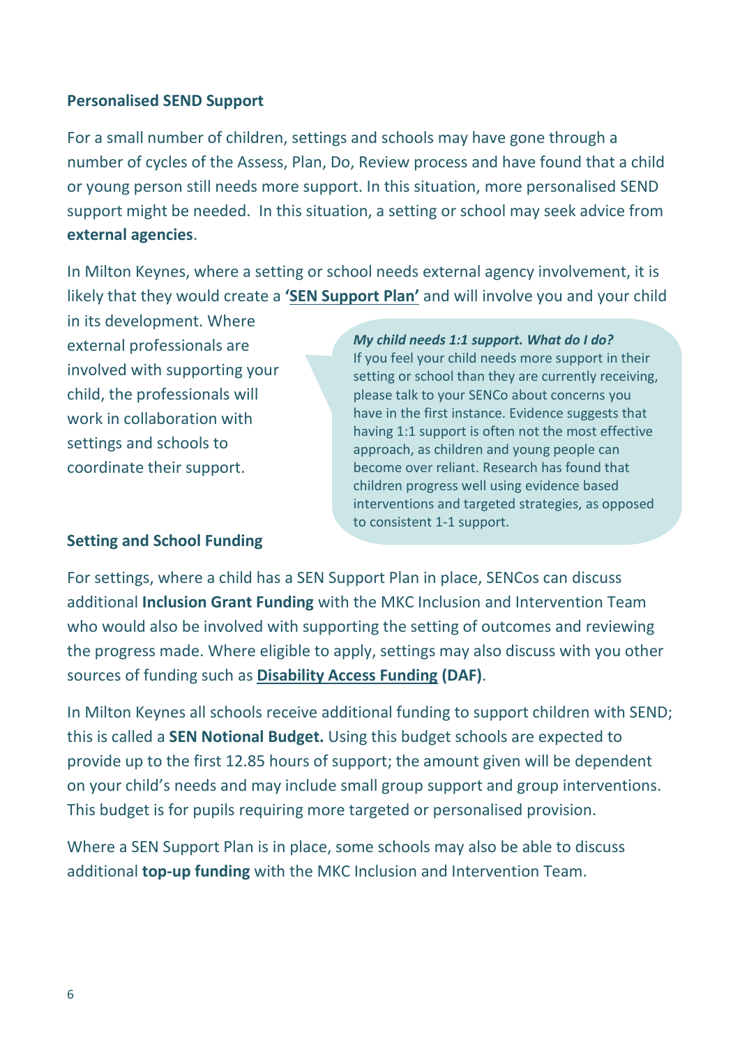## Personalised SEND Support

For a small number of children, settings and schools may have gone through a number of cycles of the Assess, Plan, Do, Review process and have found that a child or young person still needs more support. In this situation, more personalised SEND support might be needed.  In this situation, a setting or school may seek advice from **external agencies**.

In Milton Keynes, where a setting or school needs external agency involvement, it is likely that they would create a **'SEN Support Plan'** and will involve you and your child in its development. Where external professionals are involved with supporting your child, the professionals will work in collaboration with settings and schools to coordinate their support.

> ***My child needs 1:1 support. What do I do?***
> If you feel your child needs more support in their setting or school than they are currently receiving, please talk to your SENCo about concerns you have in the first instance. Evidence suggests that having 1:1 support is often not the most effective approach, as children and young people can become over reliant. Research has found that children progress well using evidence based interventions and targeted strategies, as opposed to consistent 1-1 support.

## Setting and School Funding

For settings, where a child has a SEN Support Plan in place, SENCos can discuss additional **Inclusion Grant Funding** with the MKC Inclusion and Intervention Team who would also be involved with supporting the setting of outcomes and reviewing the progress made. Where eligible to apply, settings may also discuss with you other sources of funding such as **Disability Access Funding (DAF)**.

In Milton Keynes all schools receive additional funding to support children with SEND; this is called a **SEN Notional Budget.** Using this budget schools are expected to provide up to the first 12.85 hours of support; the amount given will be dependent on your child's needs and may include small group support and group interventions. This budget is for pupils requiring more targeted or personalised provision.

Where a SEN Support Plan is in place, some schools may also be able to discuss additional **top-up funding** with the MKC Inclusion and Intervention Team.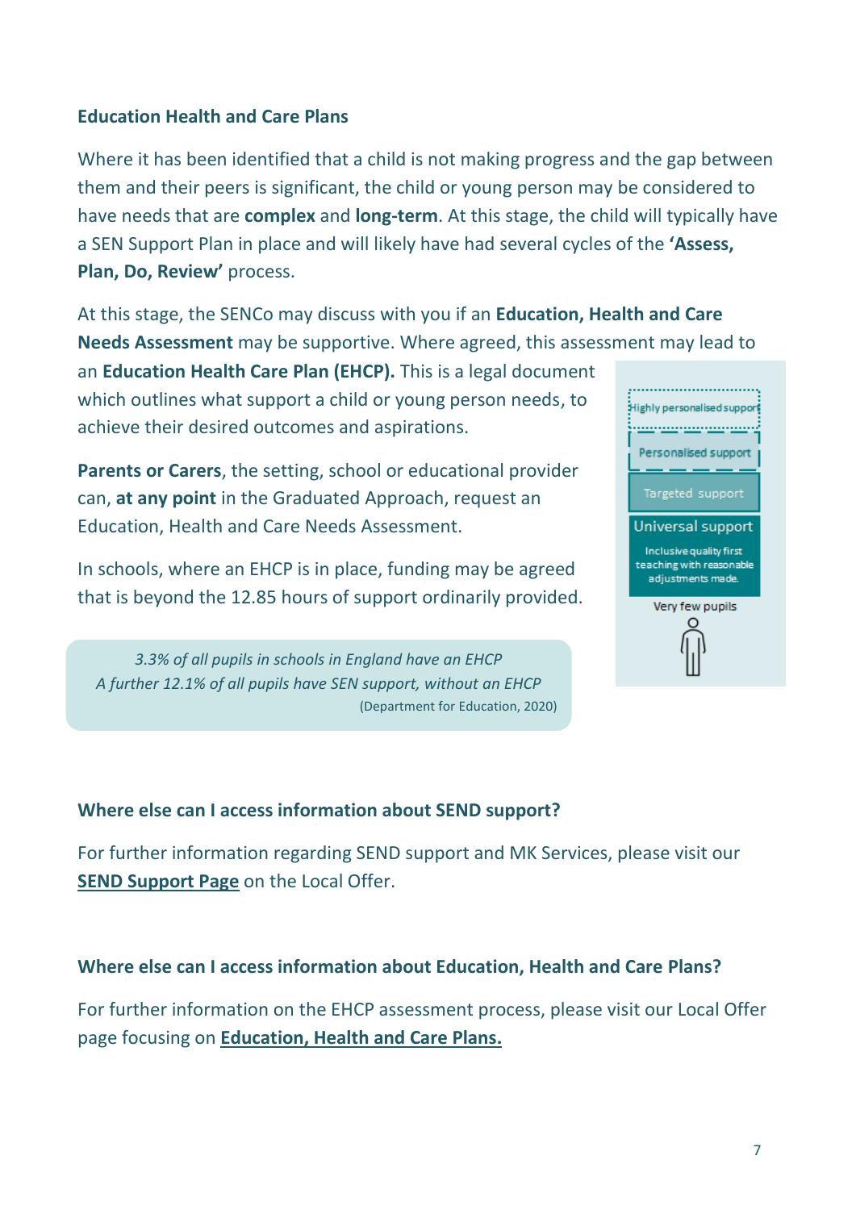## Education Health and Care Plans

Where it has been identified that a child is not making progress and the gap between them and their peers is significant, the child or young person may be considered to have needs that are **complex** and **long-term**. At this stage, the child will typically have a SEN Support Plan in place and will likely have had several cycles of the **'Assess, Plan, Do, Review'** process.

At this stage, the SENCo may discuss with you if an **Education, Health and Care Needs Assessment** may be supportive. Where agreed, this assessment may lead to an **Education Health Care Plan (EHCP).** This is a legal document which outlines what support a child or young person needs, to achieve their desired outcomes and aspirations.

**Parents or Carers**, the setting, school or educational provider can, **at any point** in the Graduated Approach, request an Education, Health and Care Needs Assessment.

In schools, where an EHCP is in place, funding may be agreed that is beyond the 12.85 hours of support ordinarily provided.

Highly personalised support

Personalised support

Targeted support

Universal support
Inclusive quality first teaching with reasonable adjustments made.

Very few pupils

> *3.3% of all pupils in schools in England have an EHCP*
> *A further 12.1% of all pupils have SEN support, without an EHCP*
> (Department for Education, 2020)

## Where else can I access information about SEND support?

For further information regarding SEND support and MK Services, please visit our **SEND Support Page** on the Local Offer.

## Where else can I access information about Education, Health and Care Plans?

For further information on the EHCP assessment process, please visit our Local Offer page focusing on **Education, Health and Care Plans.**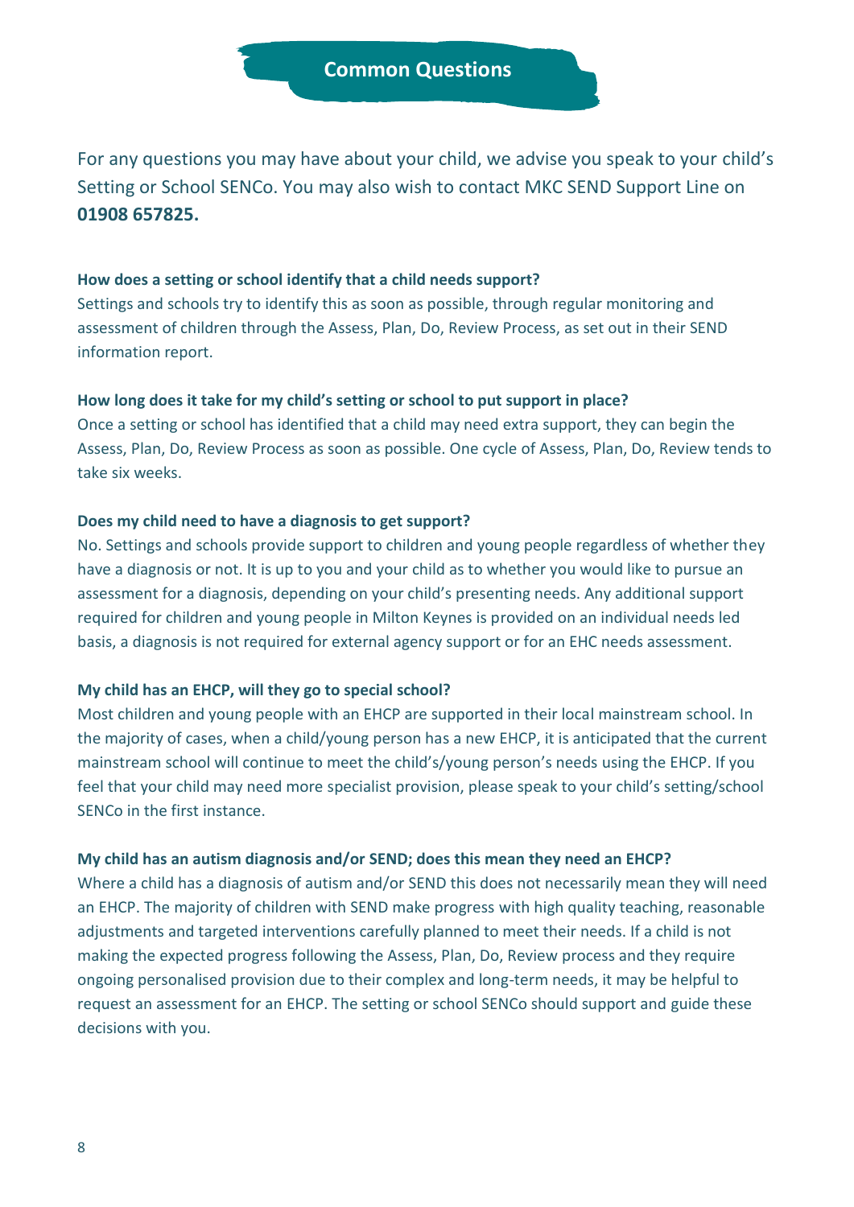## Common Questions

For any questions you may have about your child, we advise you speak to your child's Setting or School SENCo. You may also wish to contact MKC SEND Support Line on **01908 657825.**

**How does a setting or school identify that a child needs support?**

Settings and schools try to identify this as soon as possible, through regular monitoring and assessment of children through the Assess, Plan, Do, Review Process, as set out in their SEND information report.

**How long does it take for my child's setting or school to put support in place?**

Once a setting or school has identified that a child may need extra support, they can begin the Assess, Plan, Do, Review Process as soon as possible. One cycle of Assess, Plan, Do, Review tends to take six weeks.

**Does my child need to have a diagnosis to get support?**

No. Settings and schools provide support to children and young people regardless of whether they have a diagnosis or not. It is up to you and your child as to whether you would like to pursue an assessment for a diagnosis, depending on your child's presenting needs. Any additional support required for children and young people in Milton Keynes is provided on an individual needs led basis, a diagnosis is not required for external agency support or for an EHC needs assessment.

**My child has an EHCP, will they go to special school?**

Most children and young people with an EHCP are supported in their local mainstream school. In the majority of cases, when a child/young person has a new EHCP, it is anticipated that the current mainstream school will continue to meet the child's/young person's needs using the EHCP. If you feel that your child may need more specialist provision, please speak to your child's setting/school SENCo in the first instance.

**My child has an autism diagnosis and/or SEND; does this mean they need an EHCP?**

Where a child has a diagnosis of autism and/or SEND this does not necessarily mean they will need an EHCP. The majority of children with SEND make progress with high quality teaching, reasonable adjustments and targeted interventions carefully planned to meet their needs. If a child is not making the expected progress following the Assess, Plan, Do, Review process and they require ongoing personalised provision due to their complex and long-term needs, it may be helpful to request an assessment for an EHCP. The setting or school SENCo should support and guide these decisions with you.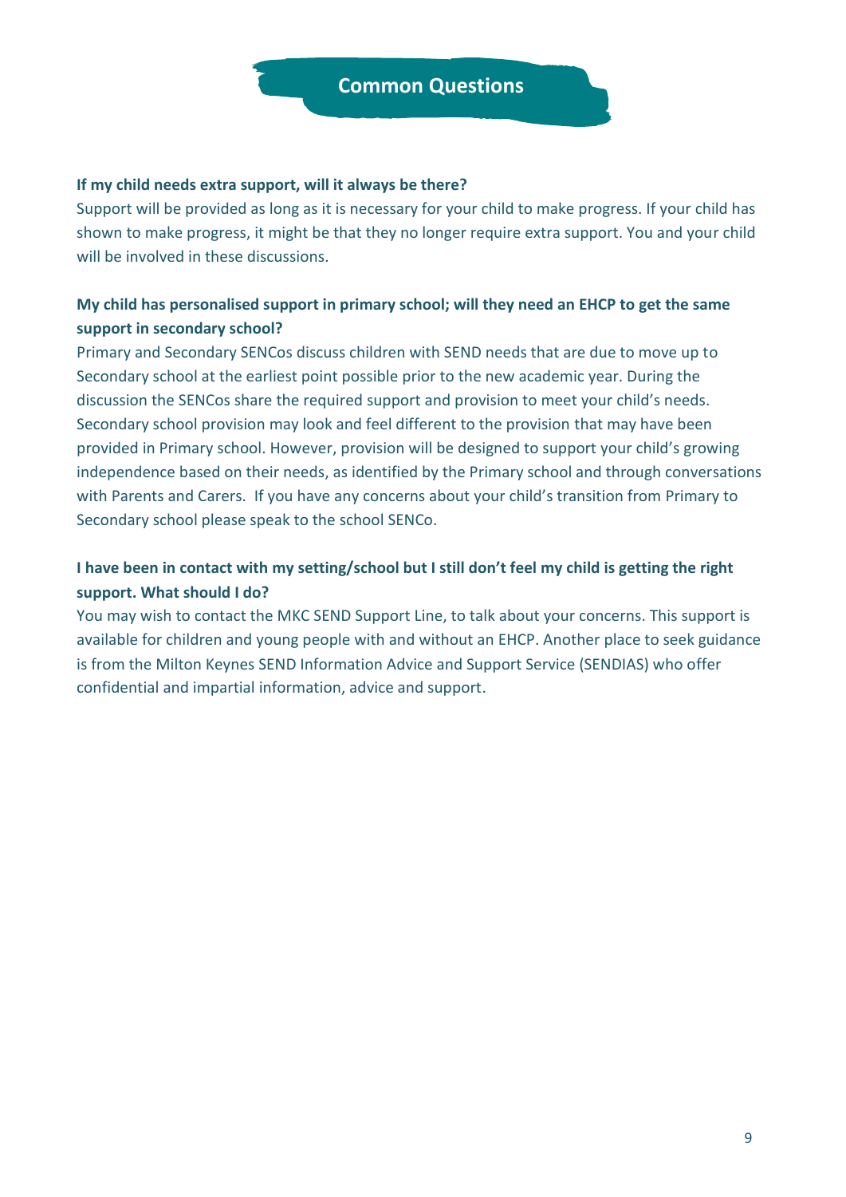# Common Questions

**If my child needs extra support, will it always be there?**

Support will be provided as long as it is necessary for your child to make progress. If your child has shown to make progress, it might be that they no longer require extra support. You and your child will be involved in these discussions.

**My child has personalised support in primary school; will they need an EHCP to get the same support in secondary school?**

Primary and Secondary SENCos discuss children with SEND needs that are due to move up to Secondary school at the earliest point possible prior to the new academic year. During the discussion the SENCos share the required support and provision to meet your child's needs. Secondary school provision may look and feel different to the provision that may have been provided in Primary school. However, provision will be designed to support your child's growing independence based on their needs, as identified by the Primary school and through conversations with Parents and Carers. If you have any concerns about your child's transition from Primary to Secondary school please speak to the school SENCo.

**I have been in contact with my setting/school but I still don't feel my child is getting the right support. What should I do?**

You may wish to contact the MKC SEND Support Line, to talk about your concerns. This support is available for children and young people with and without an EHCP. Another place to seek guidance is from the Milton Keynes SEND Information Advice and Support Service (SENDIAS) who offer confidential and impartial information, advice and support.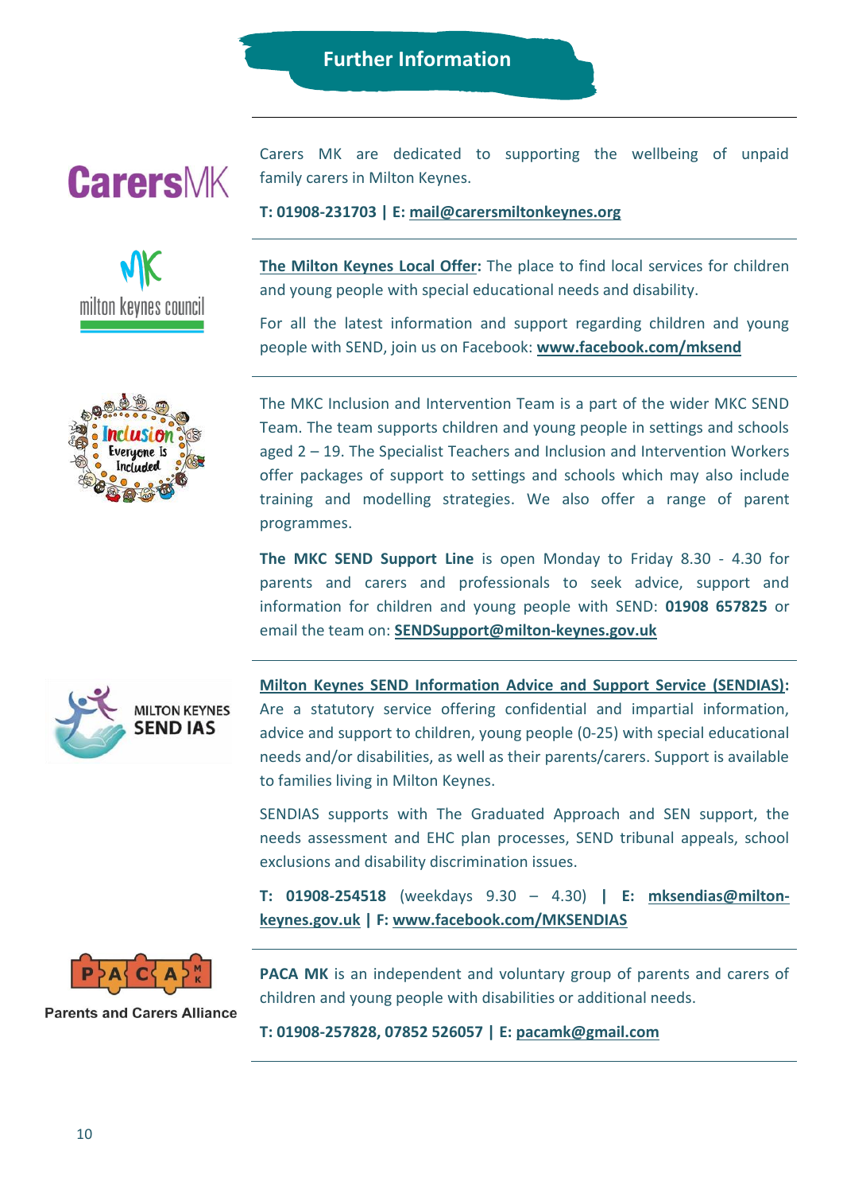# Further Information

Carers MK are dedicated to supporting the wellbeing of unpaid family carers in Milton Keynes.

**T: 01908-231703 | E: mail@carersmiltonkeynes.org**

---

**The Milton Keynes Local Offer:** The place to find local services for children and young people with special educational needs and disability.

For all the latest information and support regarding children and young people with SEND, join us on Facebook: **www.facebook.com/mksend**

---

The MKC Inclusion and Intervention Team is a part of the wider MKC SEND Team. The team supports children and young people in settings and schools aged 2 – 19. The Specialist Teachers and Inclusion and Intervention Workers offer packages of support to settings and schools which may also include training and modelling strategies. We also offer a range of parent programmes.

**The MKC SEND Support Line** is open Monday to Friday 8.30 - 4.30 for parents and carers and professionals to seek advice, support and information for children and young people with SEND: **01908 657825** or email the team on: **SENDSupport@milton-keynes.gov.uk**

---

**Milton Keynes SEND Information Advice and Support Service (SENDIAS):** Are a statutory service offering confidential and impartial information, advice and support to children, young people (0-25) with special educational needs and/or disabilities, as well as their parents/carers. Support is available to families living in Milton Keynes.

SENDIAS supports with The Graduated Approach and SEN support, the needs assessment and EHC plan processes, SEND tribunal appeals, school exclusions and disability discrimination issues.

**T: 01908-254518** (weekdays 9.30 – 4.30) **| E: mksendias@milton-keynes.gov.uk | F: www.facebook.com/MKSENDIAS**

---

**PACA MK** is an independent and voluntary group of parents and carers of children and young people with disabilities or additional needs.

Parents and Carers Alliance

**T: 01908-257828, 07852 526057 | E: pacamk@gmail.com**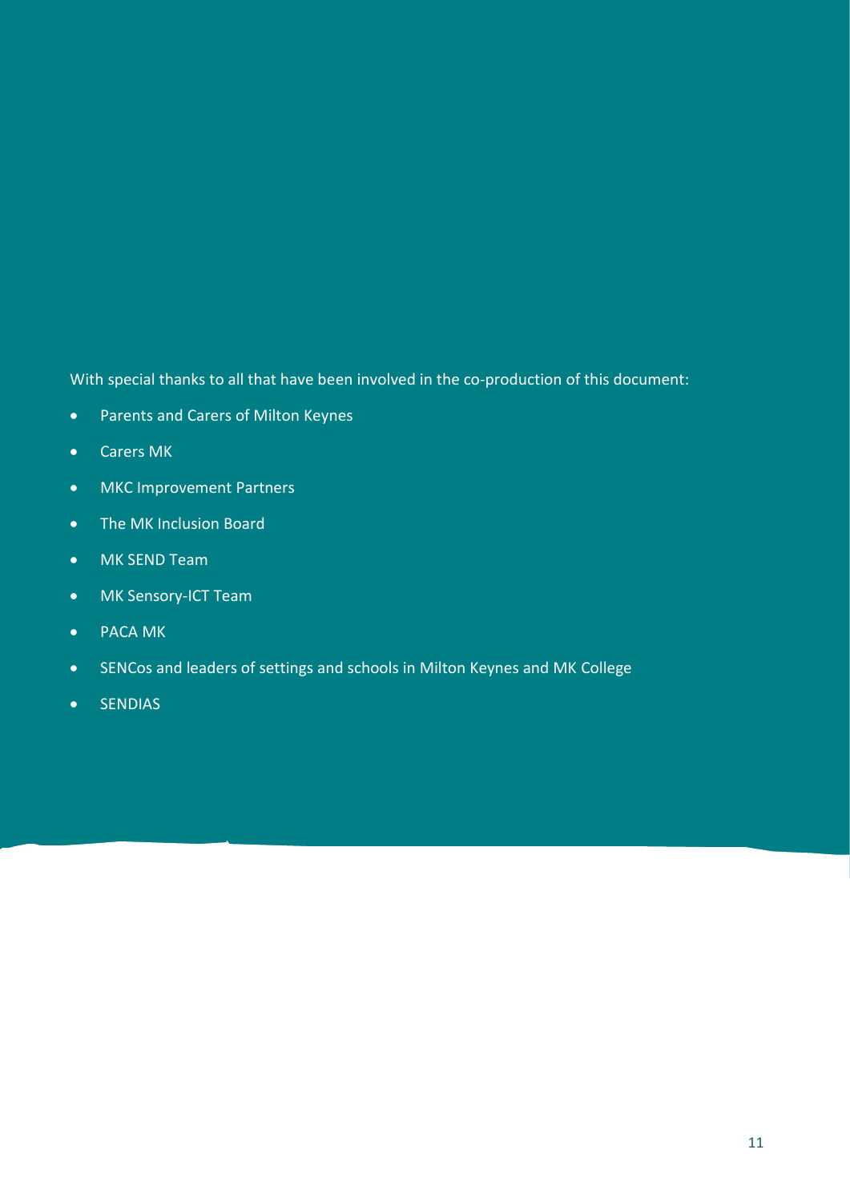With special thanks to all that have been involved in the co-production of this document:

- Parents and Carers of Milton Keynes
- Carers MK
- MKC Improvement Partners
- The MK Inclusion Board
- MK SEND Team
- MK Sensory-ICT Team
- PACA MK
- SENCos and leaders of settings and schools in Milton Keynes and MK College
- SENDIAS